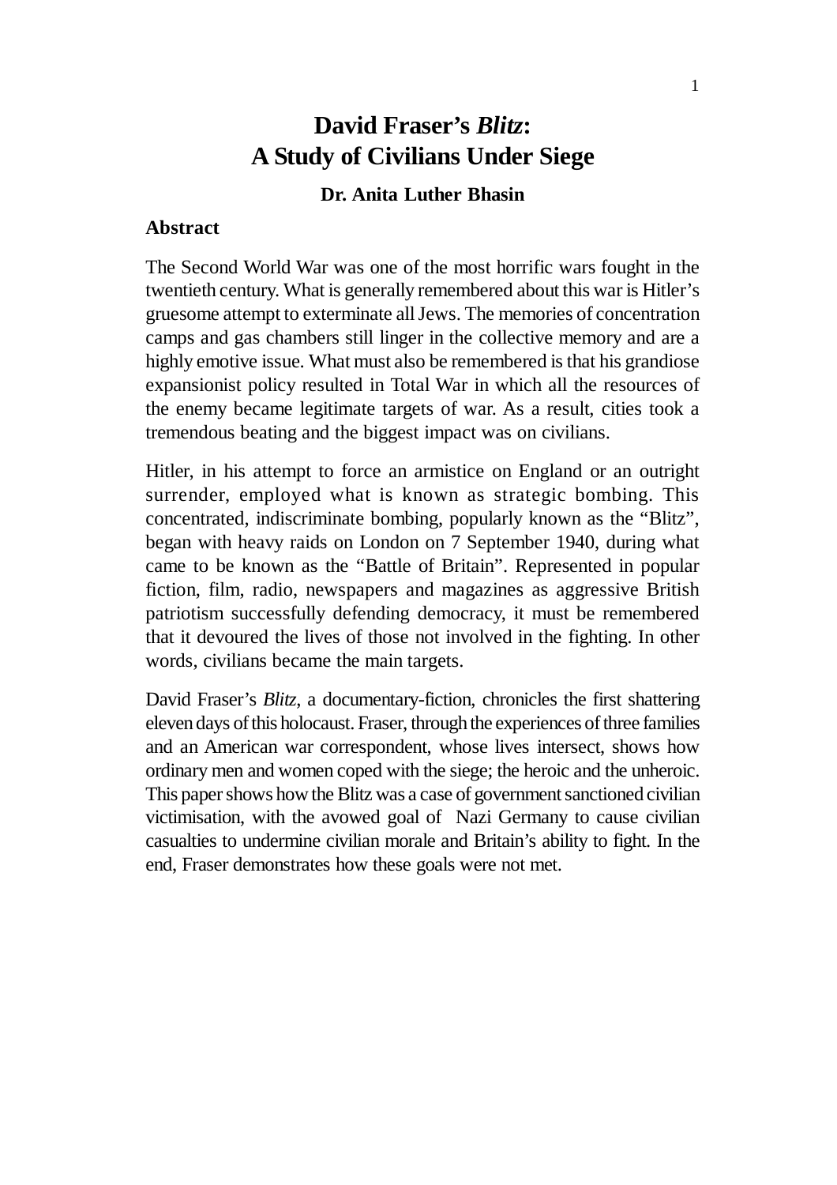# David Fraser's *Blitz*: A Study of Civilians Under Siege

**Dr. Anita Luther Bhasin**

## Abstract

The Second World War was one of the most horrific wars fought in the twentieth century. What is generally remembered about this war is Hitler's gruesome attempt to exterminate all Jews. The memories of concentration camps and gas chambers still linger in the collective memory and are a highly emotive issue. What must also be remembered is that his grandiose expansionist policy resulted in Total War in which all the resources of the enemy became legitimate targets of war. As a result, cities took a tremendous beating and the biggest impact was on civilians.

Hitler, in his attempt to force an armistice on England or an outright surrender, employed what is known as strategic bombing. This concentrated, indiscriminate bombing, popularly known as the "Blitz", began with heavy raids on London on 7 September 1940, during what came to be known as the "Battle of Britain". Represented in popular fiction, film, radio, newspapers and magazines as aggressive British patriotism successfully defending democracy, it must be remembered that it devoured the lives of those not involved in the fighting. In other words, civilians became the main targets.

David Fraser's *Blitz*, a documentary-fiction, chronicles the first shattering eleven days of this holocaust. Fraser, through the experiences of three families and an American war correspondent, whose lives intersect, shows how ordinary men and women coped with the siege; the heroic and the unheroic. This paper shows how the Blitz was a case of government sanctioned civilian victimisation, with the avowed goal of Nazi Germany to cause civilian casualties to undermine civilian morale and Britain's ability to fight. In the end, Fraser demonstrates how these goals were not met.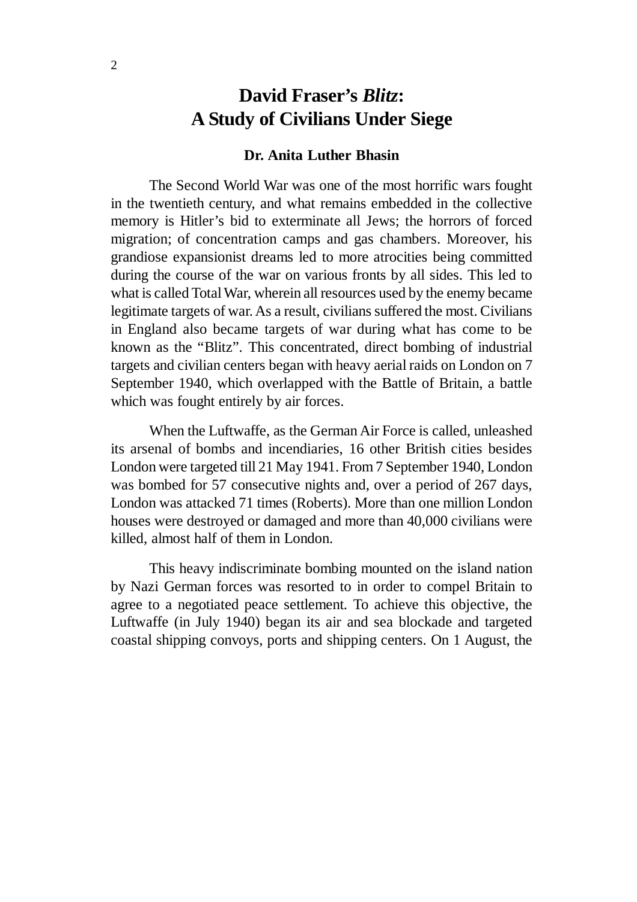# David Fraser's *Blitz*: A Study of Civilians Under Siege

**Dr. Anita Luther Bhasin**

The Second World War was one of the most horrific wars fought in the twentieth century, and what remains embedded in the collective memory is Hitler's bid to exterminate all Jews; the horrors of forced migration; of concentration camps and gas chambers. Moreover, his grandiose expansionist dreams led to more atrocities being committed during the course of the war on various fronts by all sides. This led to what is called Total War, wherein all resources used by the enemy became legitimate targets of war. As a result, civilians suffered the most. Civilians in England also became targets of war during what has come to be known as the "Blitz". This concentrated, direct bombing of industrial targets and civilian centers began with heavy aerial raids on London on 7 September 1940, which overlapped with the Battle of Britain, a battle which was fought entirely by air forces.

When the Luftwaffe, as the German Air Force is called, unleashed its arsenal of bombs and incendiaries, 16 other British cities besides London were targeted till 21 May 1941. From 7 September 1940, London was bombed for 57 consecutive nights and, over a period of 267 days, London was attacked 71 times (Roberts). More than one million London houses were destroyed or damaged and more than 40,000 civilians were killed, almost half of them in London.

This heavy indiscriminate bombing mounted on the island nation by Nazi German forces was resorted to in order to compel Britain to agree to a negotiated peace settlement. To achieve this objective, the Luftwaffe (in July 1940) began its air and sea blockade and targeted coastal shipping convoys, ports and shipping centers. On 1 August, the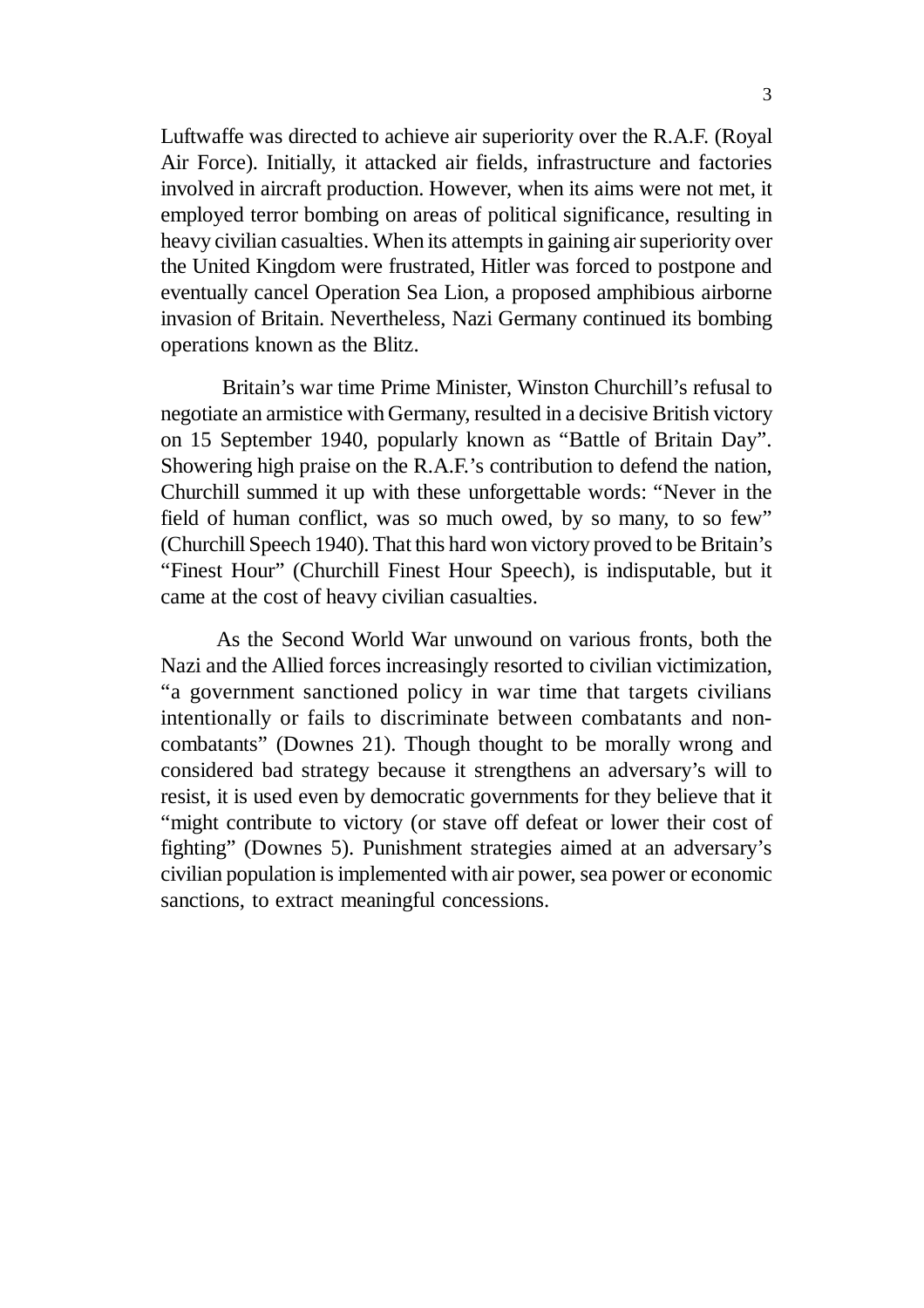Luftwaffe was directed to achieve air superiority over the R.A.F. (Royal Air Force). Initially, it attacked air fields, infrastructure and factories involved in aircraft production. However, when its aims were not met, it employed terror bombing on areas of political significance, resulting in heavy civilian casualties. When its attempts in gaining air superiority over the United Kingdom were frustrated, Hitler was forced to postpone and eventually cancel Operation Sea Lion, a proposed amphibious airborne invasion of Britain. Nevertheless, Nazi Germany continued its bombing operations known as the Blitz.

Britain's war time Prime Minister, Winston Churchill's refusal to negotiate an armistice with Germany, resulted in a decisive British victory on 15 September 1940, popularly known as "Battle of Britain Day". Showering high praise on the R.A.F.'s contribution to defend the nation, Churchill summed it up with these unforgettable words: "Never in the field of human conflict, was so much owed, by so many, to so few" (Churchill Speech 1940). That this hard won victory proved to be Britain's "Finest Hour" (Churchill Finest Hour Speech), is indisputable, but it came at the cost of heavy civilian casualties.

As the Second World War unwound on various fronts, both the Nazi and the Allied forces increasingly resorted to civilian victimization, "a government sanctioned policy in war time that targets civilians intentionally or fails to discriminate between combatants and non-combatants" (Downes 21). Though thought to be morally wrong and considered bad strategy because it strengthens an adversary's will to resist, it is used even by democratic governments for they believe that it "might contribute to victory (or stave off defeat or lower their cost of fighting" (Downes 5). Punishment strategies aimed at an adversary's civilian population is implemented with air power, sea power or economic sanctions, to extract meaningful concessions.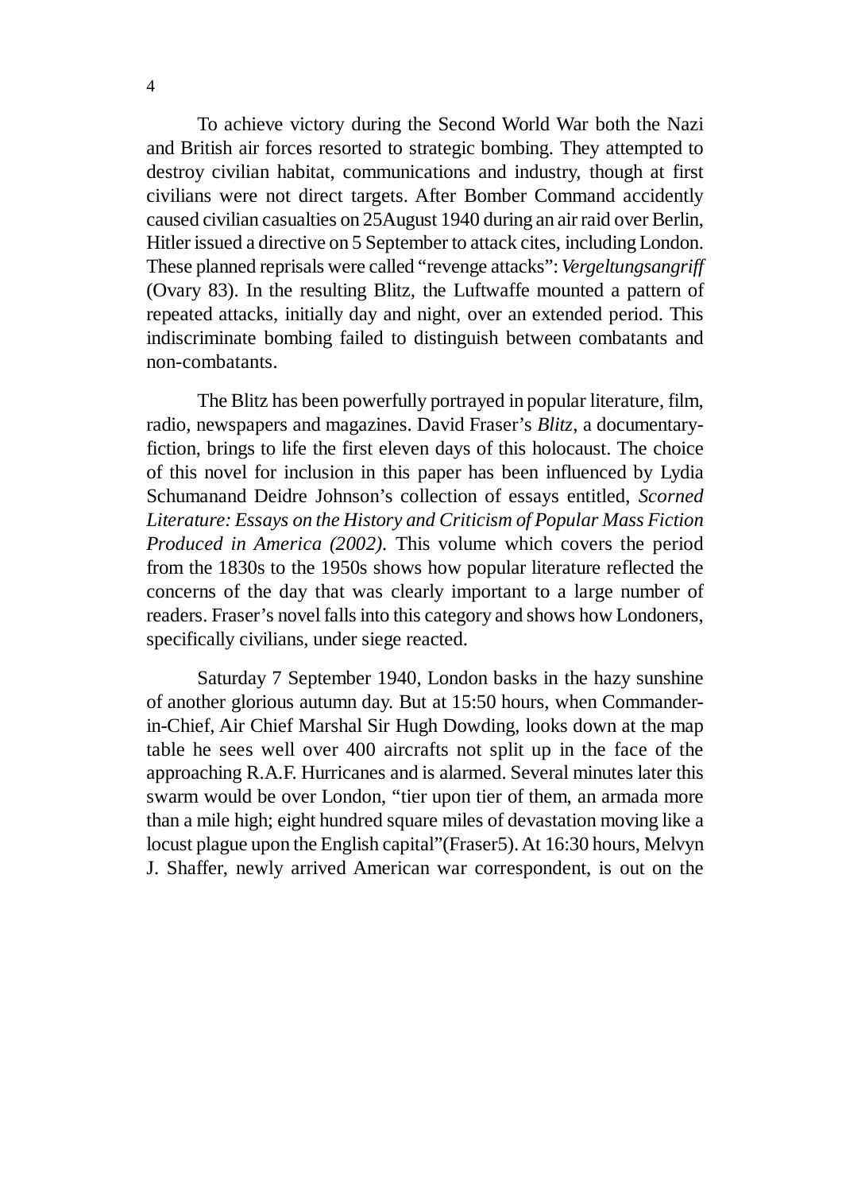To achieve victory during the Second World War both the Nazi and British air forces resorted to strategic bombing. They attempted to destroy civilian habitat, communications and industry, though at first civilians were not direct targets. After Bomber Command accidently caused civilian casualties on 25August 1940 during an air raid over Berlin, Hitler issued a directive on 5 September to attack cites, including London. These planned reprisals were called "revenge attacks": *Vergeltungsangriff* (Ovary 83). In the resulting Blitz, the Luftwaffe mounted a pattern of repeated attacks, initially day and night, over an extended period. This indiscriminate bombing failed to distinguish between combatants and non-combatants.

The Blitz has been powerfully portrayed in popular literature, film, radio, newspapers and magazines. David Fraser's *Blitz*, a documentary-fiction, brings to life the first eleven days of this holocaust. The choice of this novel for inclusion in this paper has been influenced by Lydia Schumanand Deidre Johnson's collection of essays entitled, *Scorned Literature: Essays on the History and Criticism of Popular Mass Fiction Produced in America (2002)*. This volume which covers the period from the 1830s to the 1950s shows how popular literature reflected the concerns of the day that was clearly important to a large number of readers. Fraser's novel falls into this category and shows how Londoners, specifically civilians, under siege reacted.

Saturday 7 September 1940, London basks in the hazy sunshine of another glorious autumn day. But at 15:50 hours, when Commander-in-Chief, Air Chief Marshal Sir Hugh Dowding, looks down at the map table he sees well over 400 aircrafts not split up in the face of the approaching R.A.F. Hurricanes and is alarmed. Several minutes later this swarm would be over London, "tier upon tier of them, an armada more than a mile high; eight hundred square miles of devastation moving like a locust plague upon the English capital"(Fraser5). At 16:30 hours, Melvyn J. Shaffer, newly arrived American war correspondent, is out on the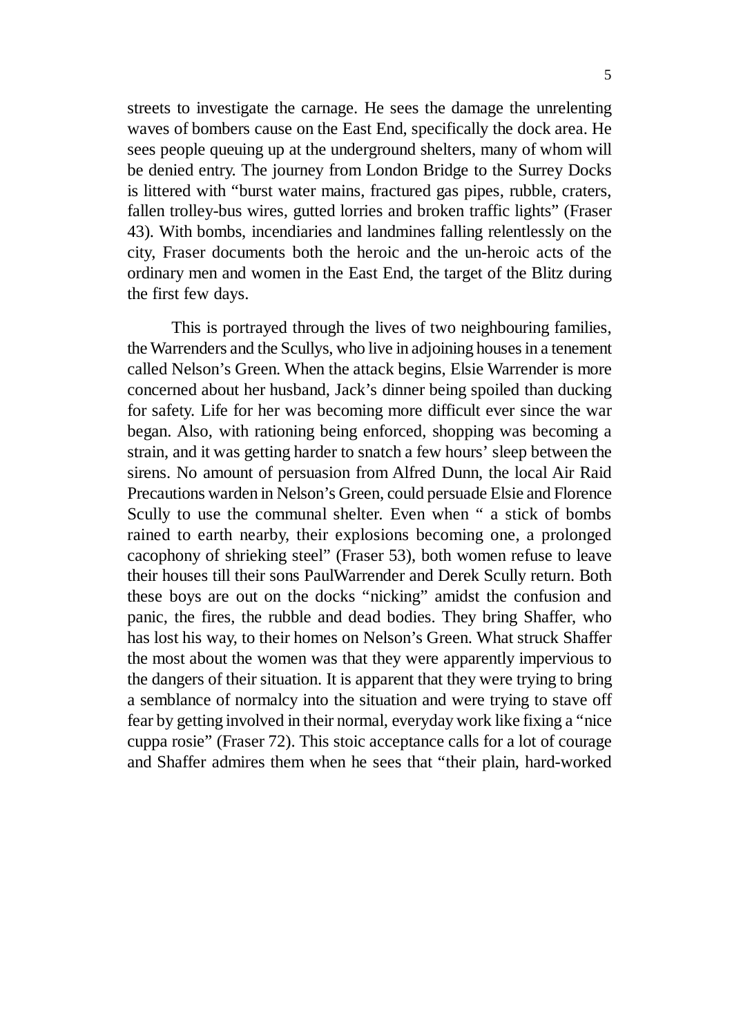streets to investigate the carnage. He sees the damage the unrelenting waves of bombers cause on the East End, specifically the dock area. He sees people queuing up at the underground shelters, many of whom will be denied entry. The journey from London Bridge to the Surrey Docks is littered with "burst water mains, fractured gas pipes, rubble, craters, fallen trolley-bus wires, gutted lorries and broken traffic lights" (Fraser 43). With bombs, incendiaries and landmines falling relentlessly on the city, Fraser documents both the heroic and the un-heroic acts of the ordinary men and women in the East End, the target of the Blitz during the first few days.

This is portrayed through the lives of two neighbouring families, the Warrenders and the Scullys, who live in adjoining houses in a tenement called Nelson's Green. When the attack begins, Elsie Warrender is more concerned about her husband, Jack's dinner being spoiled than ducking for safety. Life for her was becoming more difficult ever since the war began. Also, with rationing being enforced, shopping was becoming a strain, and it was getting harder to snatch a few hours' sleep between the sirens. No amount of persuasion from Alfred Dunn, the local Air Raid Precautions warden in Nelson's Green, could persuade Elsie and Florence Scully to use the communal shelter. Even when " a stick of bombs rained to earth nearby, their explosions becoming one, a prolonged cacophony of shrieking steel" (Fraser 53), both women refuse to leave their houses till their sons PaulWarrender and Derek Scully return. Both these boys are out on the docks "nicking" amidst the confusion and panic, the fires, the rubble and dead bodies. They bring Shaffer, who has lost his way, to their homes on Nelson's Green. What struck Shaffer the most about the women was that they were apparently impervious to the dangers of their situation. It is apparent that they were trying to bring a semblance of normalcy into the situation and were trying to stave off fear by getting involved in their normal, everyday work like fixing a "nice cuppa rosie" (Fraser 72). This stoic acceptance calls for a lot of courage and Shaffer admires them when he sees that "their plain, hard-worked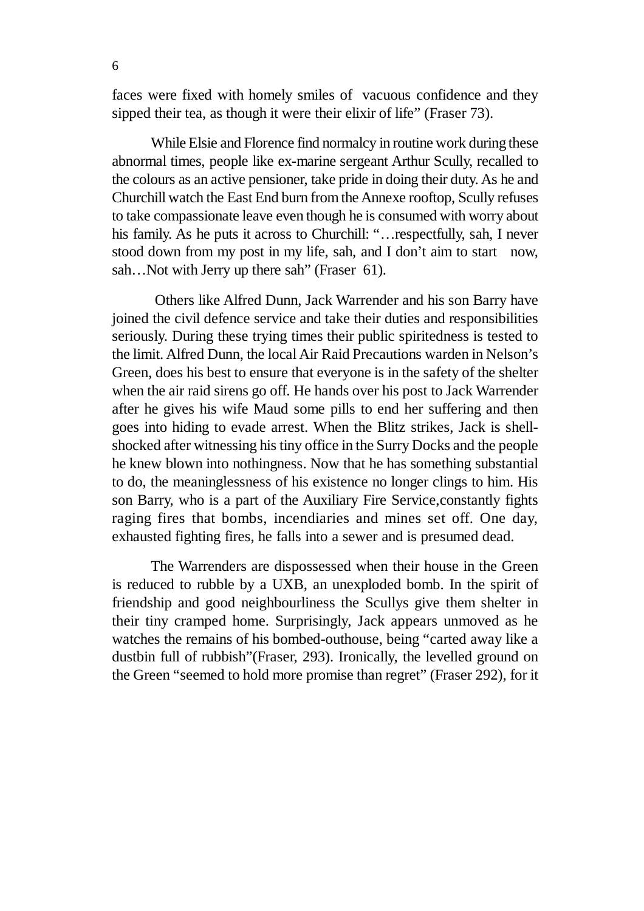faces were fixed with homely smiles of vacuous confidence and they sipped their tea, as though it were their elixir of life" (Fraser 73).

While Elsie and Florence find normalcy in routine work during these abnormal times, people like ex-marine sergeant Arthur Scully, recalled to the colours as an active pensioner, take pride in doing their duty. As he and Churchill watch the East End burn from the Annexe rooftop, Scully refuses to take compassionate leave even though he is consumed with worry about his family. As he puts it across to Churchill: "…respectfully, sah, I never stood down from my post in my life, sah, and I don't aim to start now, sah…Not with Jerry up there sah" (Fraser 61).

Others like Alfred Dunn, Jack Warrender and his son Barry have joined the civil defence service and take their duties and responsibilities seriously. During these trying times their public spiritedness is tested to the limit. Alfred Dunn, the local Air Raid Precautions warden in Nelson's Green, does his best to ensure that everyone is in the safety of the shelter when the air raid sirens go off. He hands over his post to Jack Warrender after he gives his wife Maud some pills to end her suffering and then goes into hiding to evade arrest. When the Blitz strikes, Jack is shell-shocked after witnessing his tiny office in the Surry Docks and the people he knew blown into nothingness. Now that he has something substantial to do, the meaninglessness of his existence no longer clings to him. His son Barry, who is a part of the Auxiliary Fire Service,constantly fights raging fires that bombs, incendiaries and mines set off. One day, exhausted fighting fires, he falls into a sewer and is presumed dead.

The Warrenders are dispossessed when their house in the Green is reduced to rubble by a UXB, an unexploded bomb. In the spirit of friendship and good neighbourliness the Scullys give them shelter in their tiny cramped home. Surprisingly, Jack appears unmoved as he watches the remains of his bombed-outhouse, being "carted away like a dustbin full of rubbish"(Fraser, 293). Ironically, the levelled ground on the Green "seemed to hold more promise than regret" (Fraser 292), for it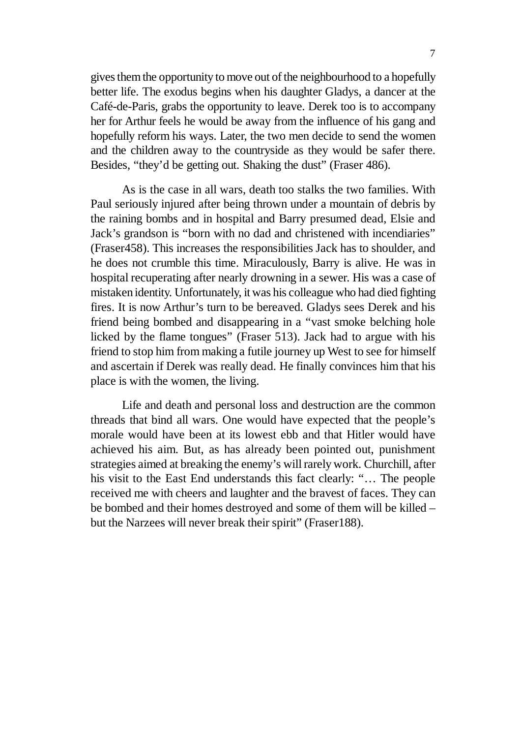gives them the opportunity to move out of the neighbourhood to a hopefully better life. The exodus begins when his daughter Gladys, a dancer at the Café-de-Paris, grabs the opportunity to leave. Derek too is to accompany her for Arthur feels he would be away from the influence of his gang and hopefully reform his ways. Later, the two men decide to send the women and the children away to the countryside as they would be safer there. Besides, "they'd be getting out. Shaking the dust" (Fraser 486).

As is the case in all wars, death too stalks the two families. With Paul seriously injured after being thrown under a mountain of debris by the raining bombs and in hospital and Barry presumed dead, Elsie and Jack's grandson is "born with no dad and christened with incendiaries" (Fraser458). This increases the responsibilities Jack has to shoulder, and he does not crumble this time. Miraculously, Barry is alive. He was in hospital recuperating after nearly drowning in a sewer. His was a case of mistaken identity. Unfortunately, it was his colleague who had died fighting fires. It is now Arthur's turn to be bereaved. Gladys sees Derek and his friend being bombed and disappearing in a "vast smoke belching hole licked by the flame tongues" (Fraser 513). Jack had to argue with his friend to stop him from making a futile journey up West to see for himself and ascertain if Derek was really dead. He finally convinces him that his place is with the women, the living.

Life and death and personal loss and destruction are the common threads that bind all wars. One would have expected that the people's morale would have been at its lowest ebb and that Hitler would have achieved his aim. But, as has already been pointed out, punishment strategies aimed at breaking the enemy's will rarely work. Churchill, after his visit to the East End understands this fact clearly: "… The people received me with cheers and laughter and the bravest of faces. They can be bombed and their homes destroyed and some of them will be killed – but the Narzees will never break their spirit" (Fraser188).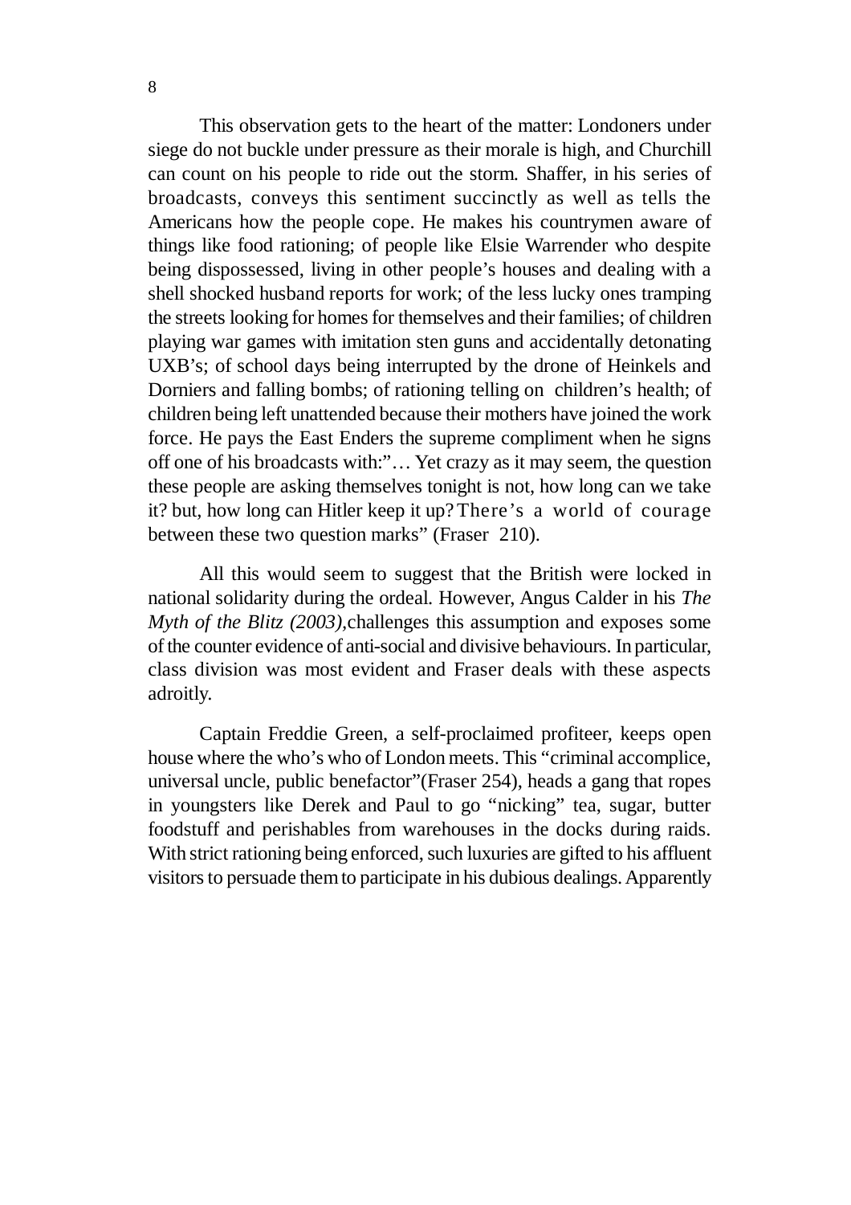This observation gets to the heart of the matter: Londoners under siege do not buckle under pressure as their morale is high, and Churchill can count on his people to ride out the storm. Shaffer, in his series of broadcasts, conveys this sentiment succinctly as well as tells the Americans how the people cope. He makes his countrymen aware of things like food rationing; of people like Elsie Warrender who despite being dispossessed, living in other people's houses and dealing with a shell shocked husband reports for work; of the less lucky ones tramping the streets looking for homes for themselves and their families; of children playing war games with imitation sten guns and accidentally detonating UXB's; of school days being interrupted by the drone of Heinkels and Dorniers and falling bombs; of rationing telling on children's health; of children being left unattended because their mothers have joined the work force. He pays the East Enders the supreme compliment when he signs off one of his broadcasts with:"… Yet crazy as it may seem, the question these people are asking themselves tonight is not, how long can we take it? but, how long can Hitler keep it up? There's a world of courage between these two question marks" (Fraser 210).

All this would seem to suggest that the British were locked in national solidarity during the ordeal. However, Angus Calder in his *The Myth of the Blitz (2003)*,challenges this assumption and exposes some of the counter evidence of anti-social and divisive behaviours. In particular, class division was most evident and Fraser deals with these aspects adroitly.

Captain Freddie Green, a self-proclaimed profiteer, keeps open house where the who's who of London meets. This "criminal accomplice, universal uncle, public benefactor"(Fraser 254), heads a gang that ropes in youngsters like Derek and Paul to go "nicking" tea, sugar, butter foodstuff and perishables from warehouses in the docks during raids. With strict rationing being enforced, such luxuries are gifted to his affluent visitors to persuade them to participate in his dubious dealings. Apparently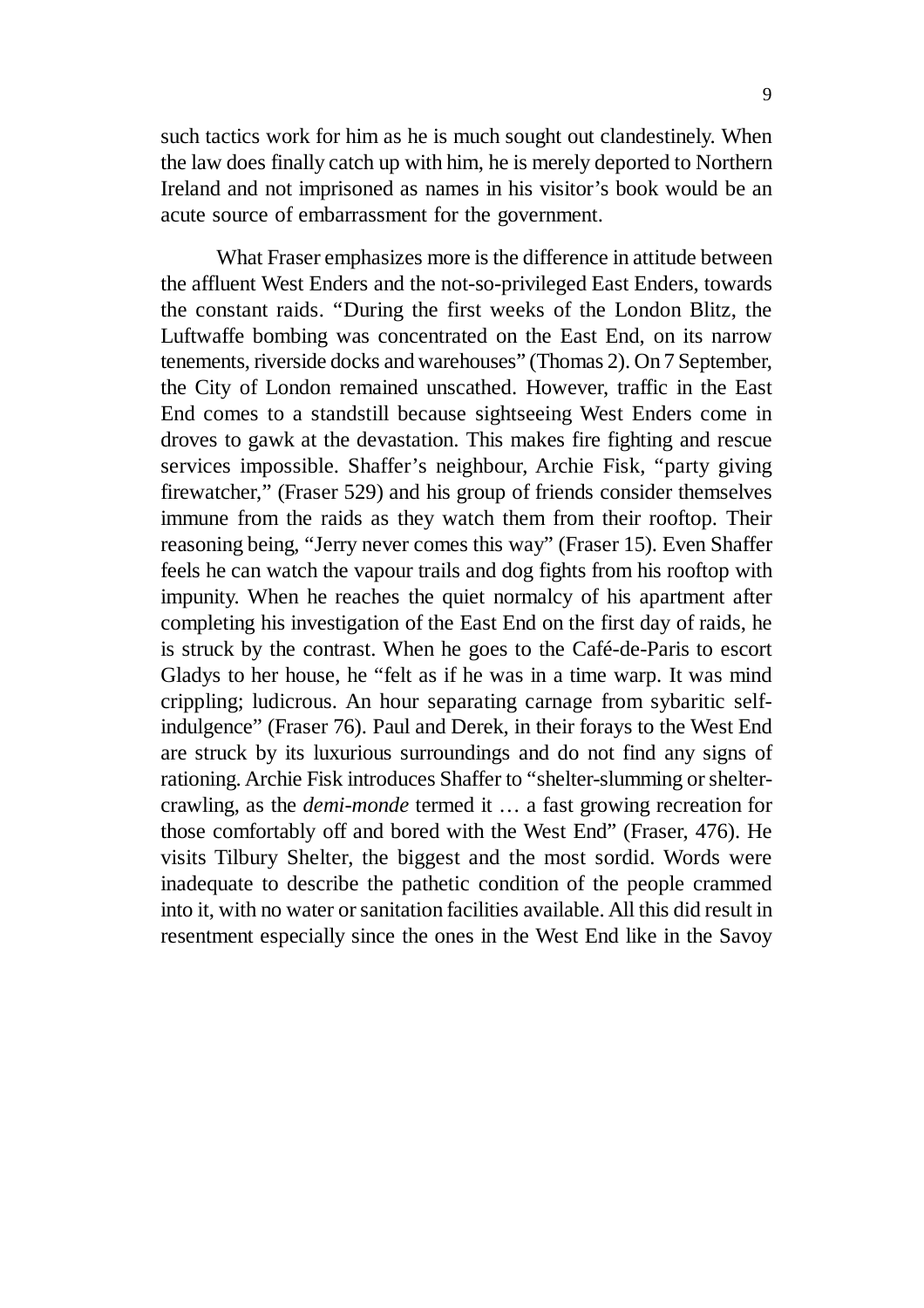such tactics work for him as he is much sought out clandestinely. When the law does finally catch up with him, he is merely deported to Northern Ireland and not imprisoned as names in his visitor's book would be an acute source of embarrassment for the government.

What Fraser emphasizes more is the difference in attitude between the affluent West Enders and the not-so-privileged East Enders, towards the constant raids. "During the first weeks of the London Blitz, the Luftwaffe bombing was concentrated on the East End, on its narrow tenements, riverside docks and warehouses" (Thomas 2). On 7 September, the City of London remained unscathed. However, traffic in the East End comes to a standstill because sightseeing West Enders come in droves to gawk at the devastation. This makes fire fighting and rescue services impossible. Shaffer's neighbour, Archie Fisk, "party giving firewatcher," (Fraser 529) and his group of friends consider themselves immune from the raids as they watch them from their rooftop. Their reasoning being, "Jerry never comes this way" (Fraser 15). Even Shaffer feels he can watch the vapour trails and dog fights from his rooftop with impunity. When he reaches the quiet normalcy of his apartment after completing his investigation of the East End on the first day of raids, he is struck by the contrast. When he goes to the Café-de-Paris to escort Gladys to her house, he "felt as if he was in a time warp. It was mind crippling; ludicrous. An hour separating carnage from sybaritic self-indulgence" (Fraser 76). Paul and Derek, in their forays to the West End are struck by its luxurious surroundings and do not find any signs of rationing. Archie Fisk introduces Shaffer to "shelter-slumming or shelter-crawling, as the *demi-monde* termed it … a fast growing recreation for those comfortably off and bored with the West End" (Fraser, 476). He visits Tilbury Shelter, the biggest and the most sordid. Words were inadequate to describe the pathetic condition of the people crammed into it, with no water or sanitation facilities available. All this did result in resentment especially since the ones in the West End like in the Savoy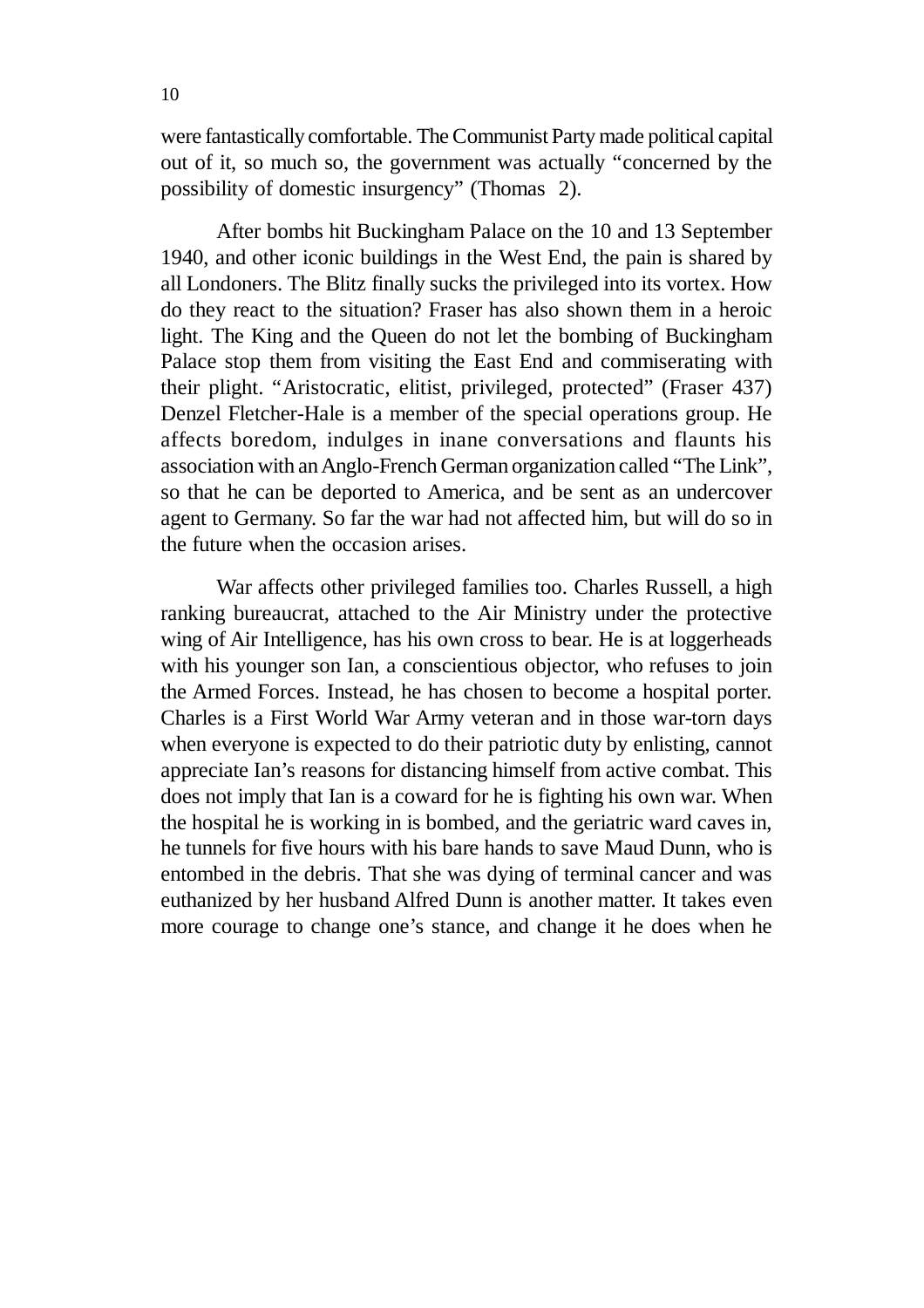were fantastically comfortable. The Communist Party made political capital out of it, so much so, the government was actually "concerned by the possibility of domestic insurgency" (Thomas 2).

After bombs hit Buckingham Palace on the 10 and 13 September 1940, and other iconic buildings in the West End, the pain is shared by all Londoners. The Blitz finally sucks the privileged into its vortex. How do they react to the situation? Fraser has also shown them in a heroic light. The King and the Queen do not let the bombing of Buckingham Palace stop them from visiting the East End and commiserating with their plight. "Aristocratic, elitist, privileged, protected" (Fraser 437) Denzel Fletcher-Hale is a member of the special operations group. He affects boredom, indulges in inane conversations and flaunts his association with an Anglo-French German organization called "The Link", so that he can be deported to America, and be sent as an undercover agent to Germany. So far the war had not affected him, but will do so in the future when the occasion arises.

War affects other privileged families too. Charles Russell, a high ranking bureaucrat, attached to the Air Ministry under the protective wing of Air Intelligence, has his own cross to bear. He is at loggerheads with his younger son Ian, a conscientious objector, who refuses to join the Armed Forces. Instead, he has chosen to become a hospital porter. Charles is a First World War Army veteran and in those war-torn days when everyone is expected to do their patriotic duty by enlisting, cannot appreciate Ian's reasons for distancing himself from active combat. This does not imply that Ian is a coward for he is fighting his own war. When the hospital he is working in is bombed, and the geriatric ward caves in, he tunnels for five hours with his bare hands to save Maud Dunn, who is entombed in the debris. That she was dying of terminal cancer and was euthanized by her husband Alfred Dunn is another matter. It takes even more courage to change one's stance, and change it he does when he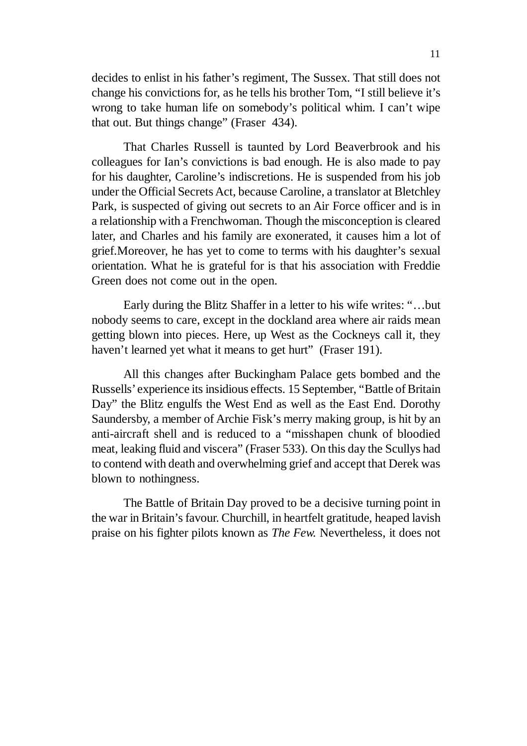decides to enlist in his father's regiment, The Sussex. That still does not change his convictions for, as he tells his brother Tom, "I still believe it's wrong to take human life on somebody's political whim. I can't wipe that out. But things change" (Fraser 434).

That Charles Russell is taunted by Lord Beaverbrook and his colleagues for Ian's convictions is bad enough. He is also made to pay for his daughter, Caroline's indiscretions. He is suspended from his job under the Official Secrets Act, because Caroline, a translator at Bletchley Park, is suspected of giving out secrets to an Air Force officer and is in a relationship with a Frenchwoman. Though the misconception is cleared later, and Charles and his family are exonerated, it causes him a lot of grief.Moreover, he has yet to come to terms with his daughter's sexual orientation. What he is grateful for is that his association with Freddie Green does not come out in the open.

Early during the Blitz Shaffer in a letter to his wife writes: "…but nobody seems to care, except in the dockland area where air raids mean getting blown into pieces. Here, up West as the Cockneys call it, they haven't learned yet what it means to get hurt" (Fraser 191).

All this changes after Buckingham Palace gets bombed and the Russells' experience its insidious effects. 15 September, "Battle of Britain Day" the Blitz engulfs the West End as well as the East End. Dorothy Saundersby, a member of Archie Fisk's merry making group, is hit by an anti-aircraft shell and is reduced to a "misshapen chunk of bloodied meat, leaking fluid and viscera" (Fraser 533). On this day the Scullys had to contend with death and overwhelming grief and accept that Derek was blown to nothingness.

The Battle of Britain Day proved to be a decisive turning point in the war in Britain's favour. Churchill, in heartfelt gratitude, heaped lavish praise on his fighter pilots known as *The Few.* Nevertheless, it does not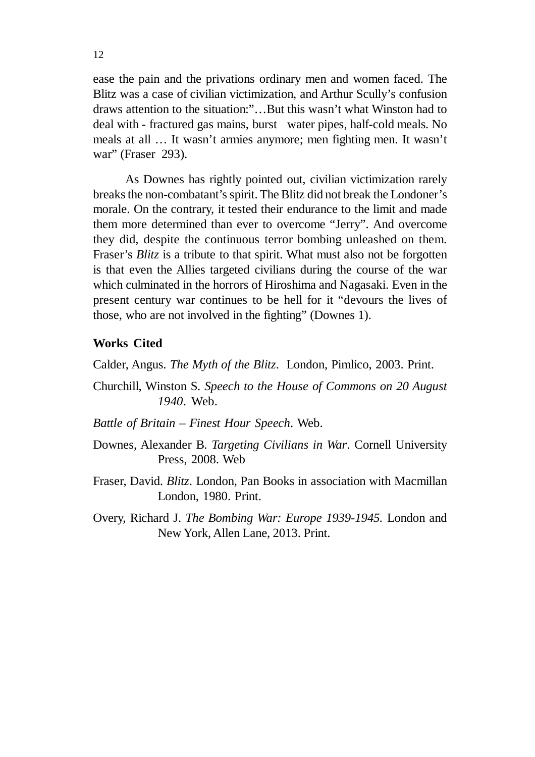ease the pain and the privations ordinary men and women faced. The Blitz was a case of civilian victimization, and Arthur Scully's confusion draws attention to the situation:"…But this wasn't what Winston had to deal with - fractured gas mains, burst water pipes, half-cold meals. No meals at all … It wasn't armies anymore; men fighting men. It wasn't war" (Fraser 293).

As Downes has rightly pointed out, civilian victimization rarely breaks the non-combatant's spirit. The Blitz did not break the Londoner's morale. On the contrary, it tested their endurance to the limit and made them more determined than ever to overcome "Jerry". And overcome they did, despite the continuous terror bombing unleashed on them. Fraser's *Blitz* is a tribute to that spirit. What must also not be forgotten is that even the Allies targeted civilians during the course of the war which culminated in the horrors of Hiroshima and Nagasaki. Even in the present century war continues to be hell for it "devours the lives of those, who are not involved in the fighting" (Downes 1).

**Works Cited**

Calder, Angus. *The Myth of the Blitz*. London, Pimlico, 2003. Print.

Churchill, Winston S. *Speech to the House of Commons on 20 August 1940*. Web.

*Battle of Britain – Finest Hour Speech*. Web.

Downes, Alexander B. *Targeting Civilians in War*. Cornell University Press, 2008. Web

Fraser, David. *Blitz*. London, Pan Books in association with Macmillan London, 1980. Print.

Overy, Richard J. *The Bombing War: Europe 1939-1945.* London and New York, Allen Lane, 2013. Print.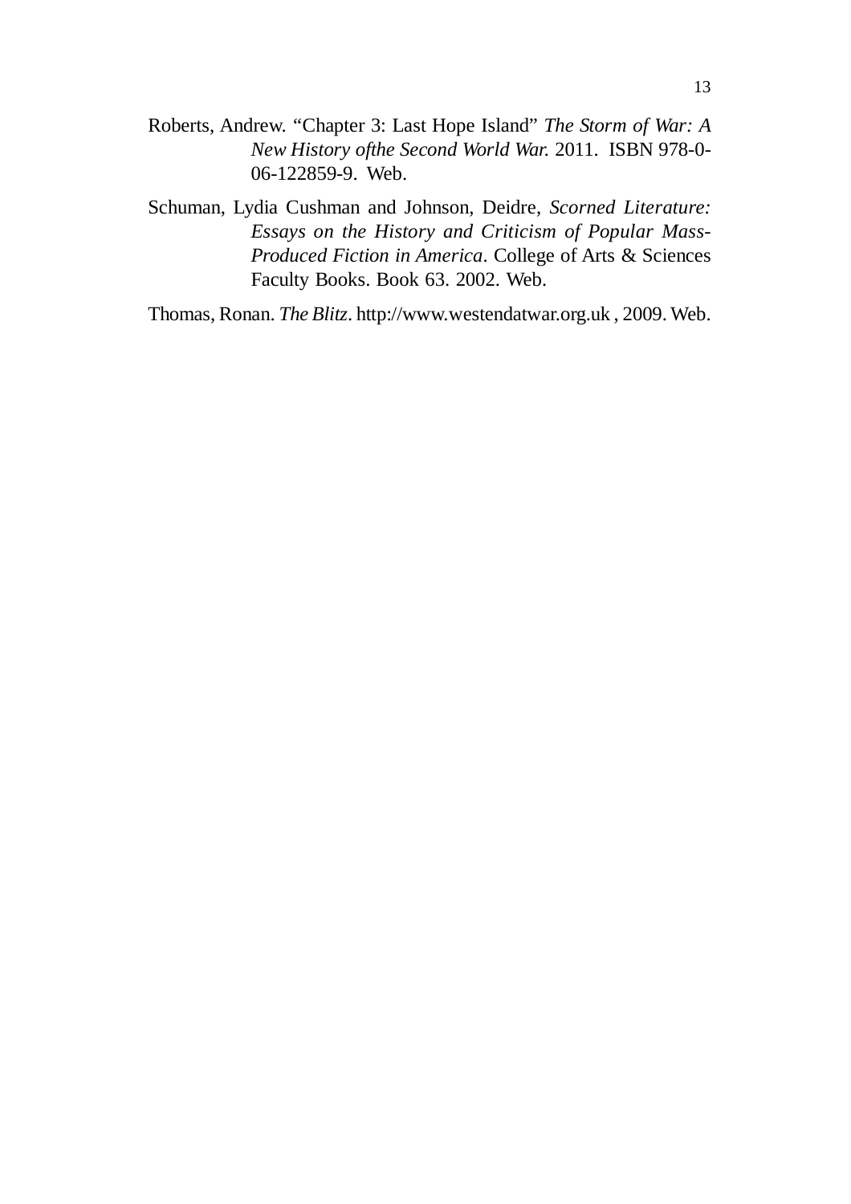Roberts, Andrew. “Chapter 3: Last Hope Island” *The Storm of War: A New History ofthe Second World War.* 2011. ISBN 978-0-06-122859-9. Web.

Schuman, Lydia Cushman and Johnson, Deidre, *Scorned Literature: Essays on the History and Criticism of Popular Mass-Produced Fiction in America*. College of Arts & Sciences Faculty Books. Book 63. 2002. Web.

Thomas, Ronan. *The Blitz*. http://www.westendatwar.org.uk , 2009. Web.